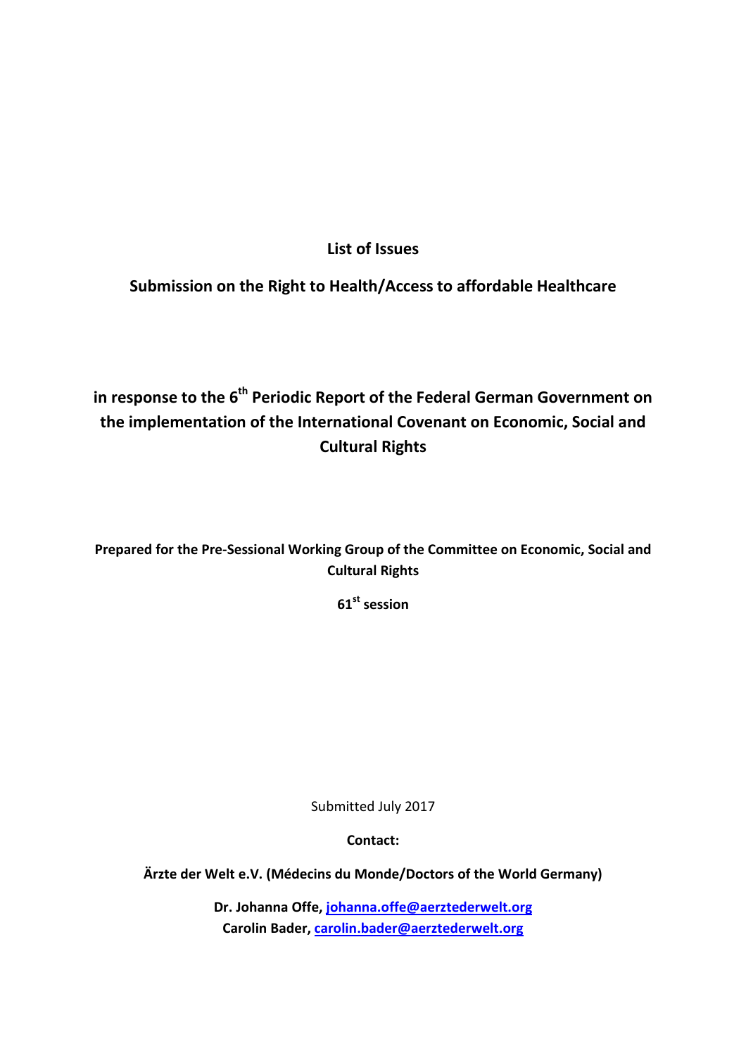**List of Issues**

**Submission on the Right to Health/Access to affordable Healthcare**

**in response to the 6th Periodic Report of the Federal German Government on the implementation of the International Covenant on Economic, Social and Cultural Rights**

**Prepared for the Pre-Sessional Working Group of the Committee on Economic, Social and Cultural Rights**

**61st session**

Submitted July 2017

**Contact:**

**Ärzte der Welt e.V. (Médecins du Monde/Doctors of the World Germany)**

**Dr. Johanna Offe, johanna.offe@aerztederwelt.org**
**Carolin Bader, carolin.bader@aerztederwelt.org**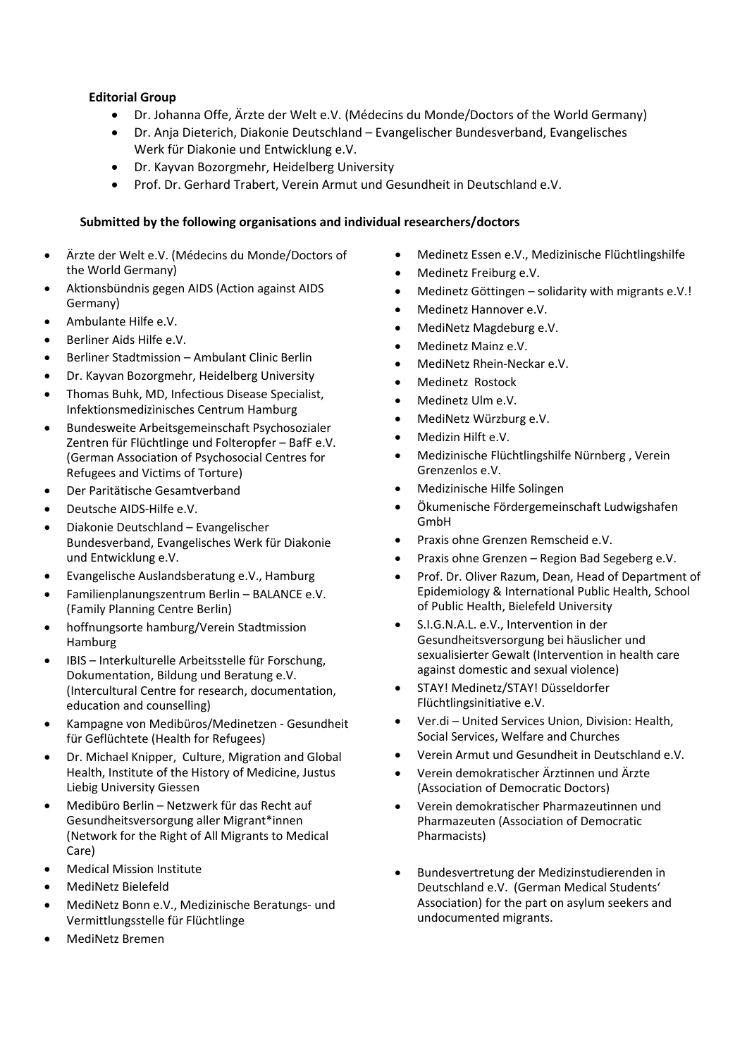**Editorial Group**

- Dr. Johanna Offe, Ärzte der Welt e.V. (Médecins du Monde/Doctors of the World Germany)
- Dr. Anja Dieterich, Diakonie Deutschland – Evangelischer Bundesverband, Evangelisches Werk für Diakonie und Entwicklung e.V.
- Dr. Kayvan Bozorgmehr, Heidelberg University
- Prof. Dr. Gerhard Trabert, Verein Armut und Gesundheit in Deutschland e.V.

**Submitted by the following organisations and individual researchers/doctors**

- Ärzte der Welt e.V. (Médecins du Monde/Doctors of the World Germany)
- Aktionsbündnis gegen AIDS (Action against AIDS Germany)
- Ambulante Hilfe e.V.
- Berliner Aids Hilfe e.V.
- Berliner Stadtmission – Ambulant Clinic Berlin
- Dr. Kayvan Bozorgmehr, Heidelberg University
- Thomas Buhk, MD, Infectious Disease Specialist, Infektionsmedizinisches Centrum Hamburg
- Bundesweite Arbeitsgemeinschaft Psychosozialer Zentren für Flüchtlinge und Folteropfer – BafF e.V. (German Association of Psychosocial Centres for Refugees and Victims of Torture)
- Der Paritätische Gesamtverband
- Deutsche AIDS-Hilfe e.V.
- Diakonie Deutschland – Evangelischer Bundesverband, Evangelisches Werk für Diakonie und Entwicklung e.V.
- Evangelische Auslandsberatung e.V., Hamburg
- Familienplanungszentrum Berlin – BALANCE e.V. (Family Planning Centre Berlin)
- hoffnungsorte hamburg/Verein Stadtmission Hamburg
- IBIS – Interkulturelle Arbeitsstelle für Forschung, Dokumentation, Bildung und Beratung e.V. (Intercultural Centre for research, documentation, education and counselling)
- Kampagne von Medibüros/Medinetzen - Gesundheit für Geflüchtete (Health for Refugees)
- Dr. Michael Knipper, Culture, Migration and Global Health, Institute of the History of Medicine, Justus Liebig University Giessen
- Medibüro Berlin – Netzwerk für das Recht auf Gesundheitsversorgung aller Migrant*innen (Network for the Right of All Migrants to Medical Care)
- Medical Mission Institute
- MediNetz Bielefeld
- MediNetz Bonn e.V., Medizinische Beratungs- und Vermittlungsstelle für Flüchtlinge
- MediNetz Bremen
- Medinetz Essen e.V., Medizinische Flüchtlingshilfe
- Medinetz Freiburg e.V.
- Medinetz Göttingen – solidarity with migrants e.V.!
- Medinetz Hannover e.V.
- MediNetz Magdeburg e.V.
- Medinetz Mainz e.V.
- MediNetz Rhein-Neckar e.V.
- Medinetz Rostock
- Medinetz Ulm e.V.
- MediNetz Würzburg e.V.
- Medizin Hilft e.V.
- Medizinische Flüchtlingshilfe Nürnberg , Verein Grenzenlos e.V.
- Medizinische Hilfe Solingen
- Ökumenische Fördergemeinschaft Ludwigshafen GmbH
- Praxis ohne Grenzen Remscheid e.V.
- Praxis ohne Grenzen – Region Bad Segeberg e.V.
- Prof. Dr. Oliver Razum, Dean, Head of Department of Epidemiology & International Public Health, School of Public Health, Bielefeld University
- S.I.G.N.A.L. e.V., Intervention in der Gesundheitsversorgung bei häuslicher und sexualisierter Gewalt (Intervention in health care against domestic and sexual violence)
- STAY! Medinetz/STAY! Düsseldorfer Flüchtlingsinitiative e.V.
- Ver.di – United Services Union, Division: Health, Social Services, Welfare and Churches
- Verein Armut und Gesundheit in Deutschland e.V.
- Verein demokratischer Ärztinnen und Ärzte (Association of Democratic Doctors)
- Verein demokratischer Pharmazeutinnen und Pharmazeuten (Association of Democratic Pharmacists)
- Bundesvertretung der Medizinstudierenden in Deutschland e.V. (German Medical Students' Association) for the part on asylum seekers and undocumented migrants.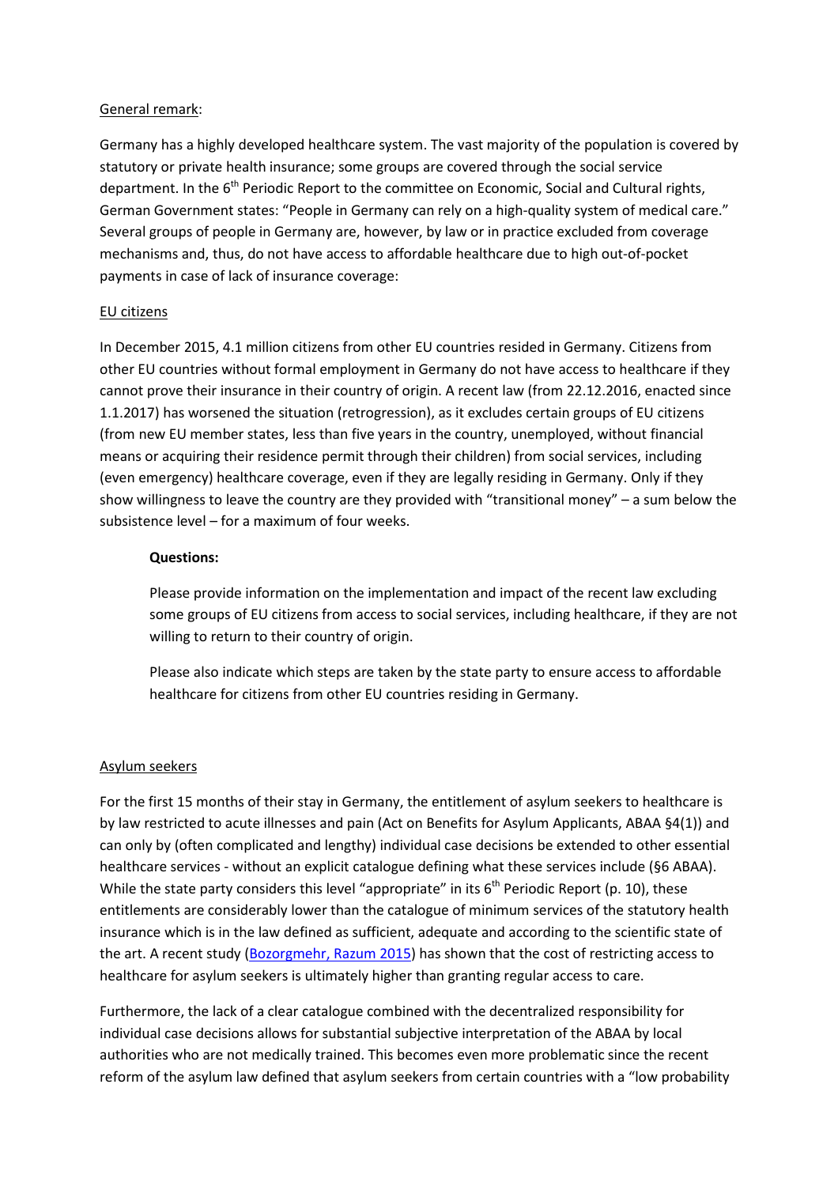General remark:

Germany has a highly developed healthcare system. The vast majority of the population is covered by statutory or private health insurance; some groups are covered through the social service department. In the 6th Periodic Report to the committee on Economic, Social and Cultural rights, German Government states: "People in Germany can rely on a high-quality system of medical care." Several groups of people in Germany are, however, by law or in practice excluded from coverage mechanisms and, thus, do not have access to affordable healthcare due to high out-of-pocket payments in case of lack of insurance coverage:

EU citizens

In December 2015, 4.1 million citizens from other EU countries resided in Germany. Citizens from other EU countries without formal employment in Germany do not have access to healthcare if they cannot prove their insurance in their country of origin. A recent law (from 22.12.2016, enacted since 1.1.2017) has worsened the situation (retrogression), as it excludes certain groups of EU citizens (from new EU member states, less than five years in the country, unemployed, without financial means or acquiring their residence permit through their children) from social services, including (even emergency) healthcare coverage, even if they are legally residing in Germany. Only if they show willingness to leave the country are they provided with "transitional money" – a sum below the subsistence level – for a maximum of four weeks.

> **Questions:**
>
> Please provide information on the implementation and impact of the recent law excluding some groups of EU citizens from access to social services, including healthcare, if they are not willing to return to their country of origin.
>
> Please also indicate which steps are taken by the state party to ensure access to affordable healthcare for citizens from other EU countries residing in Germany.

Asylum seekers

For the first 15 months of their stay in Germany, the entitlement of asylum seekers to healthcare is by law restricted to acute illnesses and pain (Act on Benefits for Asylum Applicants, ABAA §4(1)) and can only by (often complicated and lengthy) individual case decisions be extended to other essential healthcare services - without an explicit catalogue defining what these services include (§6 ABAA). While the state party considers this level "appropriate" in its 6th Periodic Report (p. 10), these entitlements are considerably lower than the catalogue of minimum services of the statutory health insurance which is in the law defined as sufficient, adequate and according to the scientific state of the art. A recent study (Bozorgmehr, Razum 2015) has shown that the cost of restricting access to healthcare for asylum seekers is ultimately higher than granting regular access to care.

Furthermore, the lack of a clear catalogue combined with the decentralized responsibility for individual case decisions allows for substantial subjective interpretation of the ABAA by local authorities who are not medically trained. This becomes even more problematic since the recent reform of the asylum law defined that asylum seekers from certain countries with a "low probability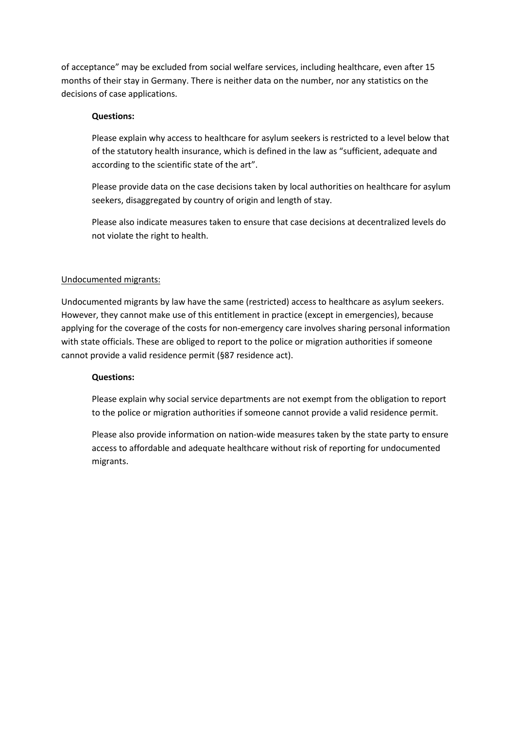of acceptance" may be excluded from social welfare services, including healthcare, even after 15 months of their stay in Germany. There is neither data on the number, nor any statistics on the decisions of case applications.

**Questions:**

Please explain why access to healthcare for asylum seekers is restricted to a level below that of the statutory health insurance, which is defined in the law as "sufficient, adequate and according to the scientific state of the art".

Please provide data on the case decisions taken by local authorities on healthcare for asylum seekers, disaggregated by country of origin and length of stay.

Please also indicate measures taken to ensure that case decisions at decentralized levels do not violate the right to health.

<u>Undocumented migrants:</u>

Undocumented migrants by law have the same (restricted) access to healthcare as asylum seekers. However, they cannot make use of this entitlement in practice (except in emergencies), because applying for the coverage of the costs for non-emergency care involves sharing personal information with state officials. These are obliged to report to the police or migration authorities if someone cannot provide a valid residence permit (§87 residence act).

**Questions:**

Please explain why social service departments are not exempt from the obligation to report to the police or migration authorities if someone cannot provide a valid residence permit.

Please also provide information on nation-wide measures taken by the state party to ensure access to affordable and adequate healthcare without risk of reporting for undocumented migrants.